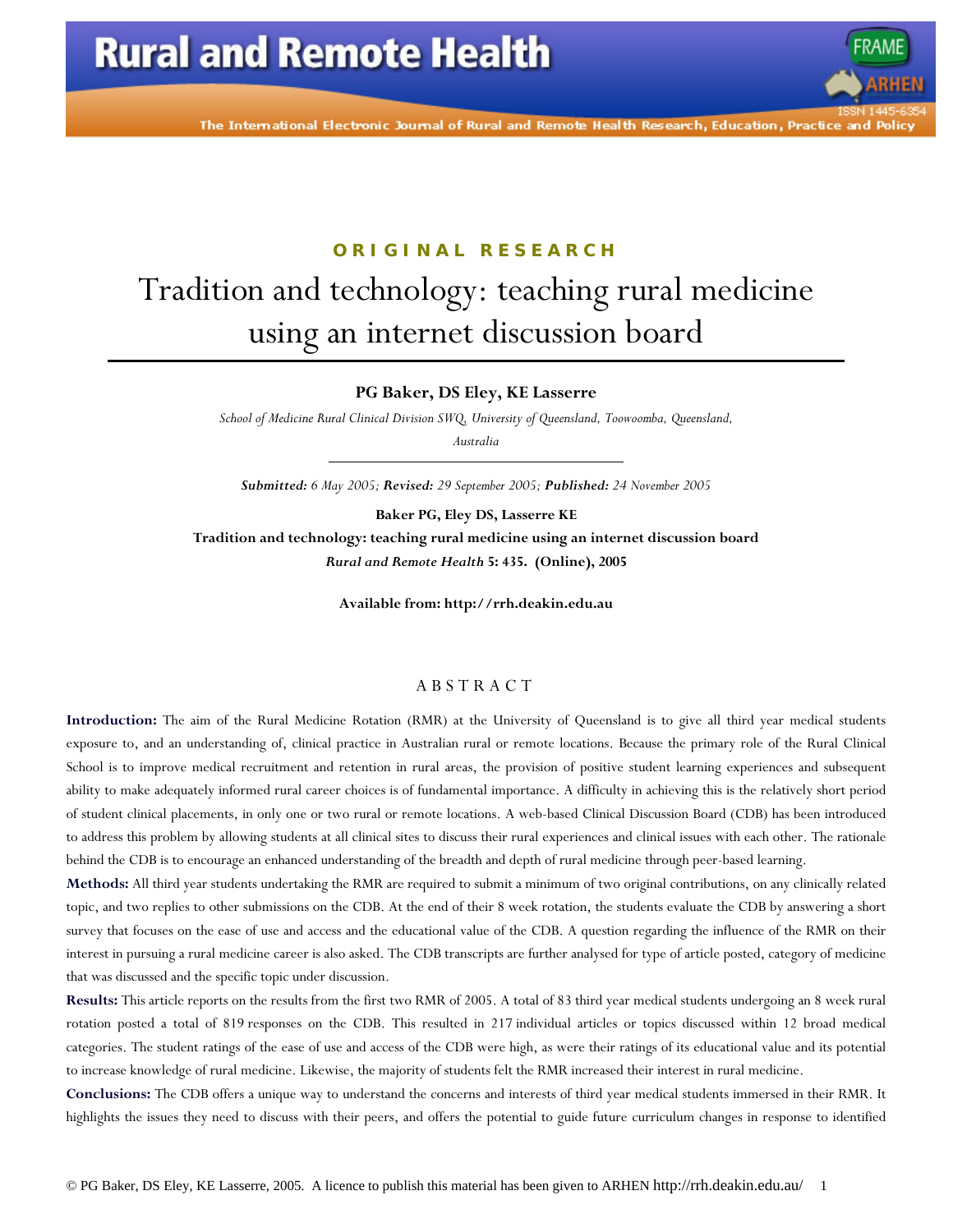ORIGINAL RESEARCH

# Tradition and technology: teaching rural medicine using an internet discussion board

**PG Baker, DS Eley, KE Lasserre**

*School of Medicine Rural Clinical Division SWQ, University of Queensland, Toowoomba, Queensland, Australia*

***Submitted:*** *6 May 2005;* ***Revised:*** *29 September 2005;* ***Published:*** *24 November 2005*

**Baker PG, Eley DS, Lasserre KE**

**Tradition and technology: teaching rural medicine using an internet discussion board**

***Rural and Remote Health*** **5: 435. (Online), 2005**

**Available from: http://rrh.deakin.edu.au**

## ABSTRACT

**Introduction:** The aim of the Rural Medicine Rotation (RMR) at the University of Queensland is to give all third year medical students exposure to, and an understanding of, clinical practice in Australian rural or remote locations. Because the primary role of the Rural Clinical School is to improve medical recruitment and retention in rural areas, the provision of positive student learning experiences and subsequent ability to make adequately informed rural career choices is of fundamental importance. A difficulty in achieving this is the relatively short period of student clinical placements, in only one or two rural or remote locations. A web-based Clinical Discussion Board (CDB) has been introduced to address this problem by allowing students at all clinical sites to discuss their rural experiences and clinical issues with each other. The rationale behind the CDB is to encourage an enhanced understanding of the breadth and depth of rural medicine through peer-based learning.

**Methods:** All third year students undertaking the RMR are required to submit a minimum of two original contributions, on any clinically related topic, and two replies to other submissions on the CDB. At the end of their 8 week rotation, the students evaluate the CDB by answering a short survey that focuses on the ease of use and access and the educational value of the CDB. A question regarding the influence of the RMR on their interest in pursuing a rural medicine career is also asked. The CDB transcripts are further analysed for type of article posted, category of medicine that was discussed and the specific topic under discussion.

**Results:** This article reports on the results from the first two RMR of 2005. A total of 83 third year medical students undergoing an 8 week rural rotation posted a total of 819 responses on the CDB. This resulted in 217 individual articles or topics discussed within 12 broad medical categories. The student ratings of the ease of use and access of the CDB were high, as were their ratings of its educational value and its potential to increase knowledge of rural medicine. Likewise, the majority of students felt the RMR increased their interest in rural medicine.

**Conclusions:** The CDB offers a unique way to understand the concerns and interests of third year medical students immersed in their RMR. It highlights the issues they need to discuss with their peers, and offers the potential to guide future curriculum changes in response to identified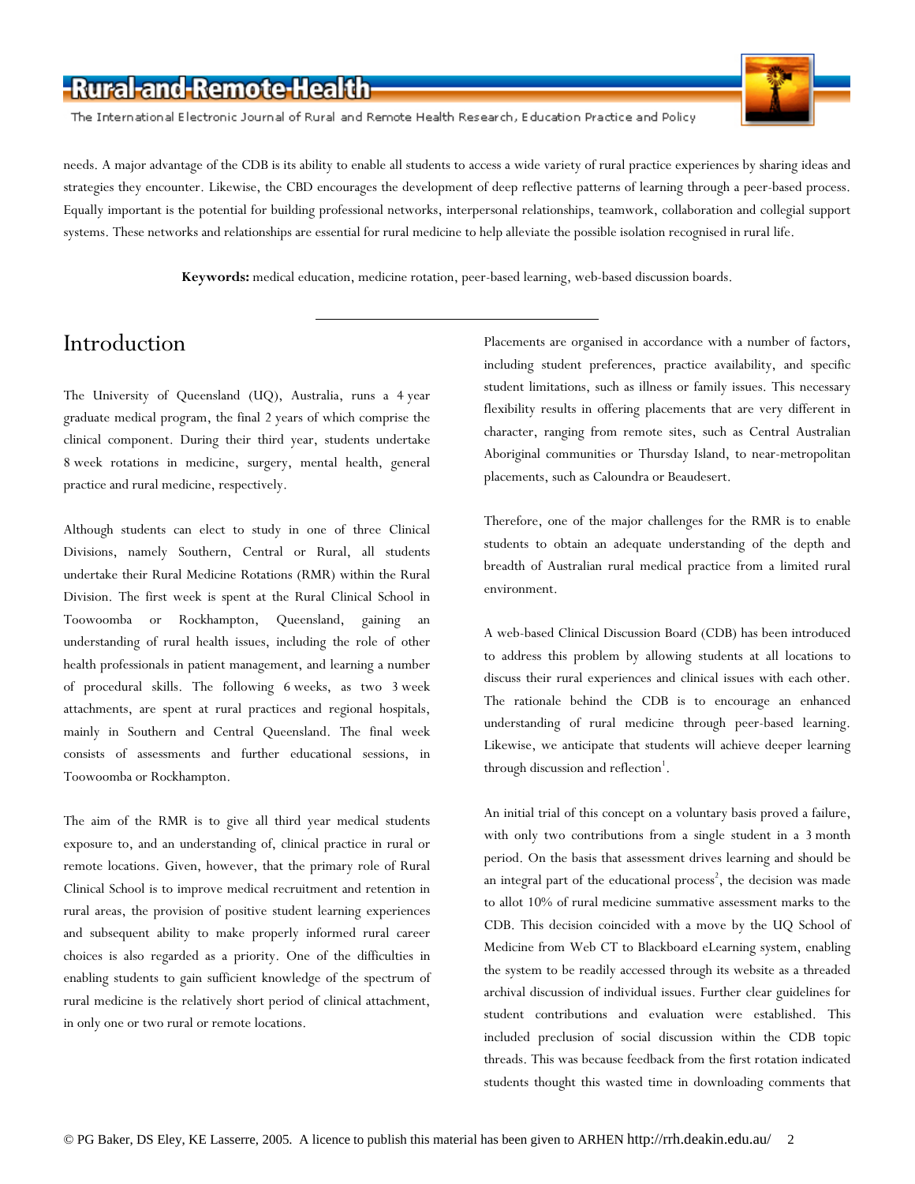needs. A major advantage of the CDB is its ability to enable all students to access a wide variety of rural practice experiences by sharing ideas and strategies they encounter. Likewise, the CBD encourages the development of deep reflective patterns of learning through a peer-based process. Equally important is the potential for building professional networks, interpersonal relationships, teamwork, collaboration and collegial support systems. These networks and relationships are essential for rural medicine to help alleviate the possible isolation recognised in rural life.

**Keywords:** medical education, medicine rotation, peer-based learning, web-based discussion boards.

## Introduction

The University of Queensland (UQ), Australia, runs a 4 year graduate medical program, the final 2 years of which comprise the clinical component. During their third year, students undertake 8 week rotations in medicine, surgery, mental health, general practice and rural medicine, respectively.

Although students can elect to study in one of three Clinical Divisions, namely Southern, Central or Rural, all students undertake their Rural Medicine Rotations (RMR) within the Rural Division. The first week is spent at the Rural Clinical School in Toowoomba or Rockhampton, Queensland, gaining an understanding of rural health issues, including the role of other health professionals in patient management, and learning a number of procedural skills. The following 6 weeks, as two 3 week attachments, are spent at rural practices and regional hospitals, mainly in Southern and Central Queensland. The final week consists of assessments and further educational sessions, in Toowoomba or Rockhampton.

The aim of the RMR is to give all third year medical students exposure to, and an understanding of, clinical practice in rural or remote locations. Given, however, that the primary role of Rural Clinical School is to improve medical recruitment and retention in rural areas, the provision of positive student learning experiences and subsequent ability to make properly informed rural career choices is also regarded as a priority. One of the difficulties in enabling students to gain sufficient knowledge of the spectrum of rural medicine is the relatively short period of clinical attachment, in only one or two rural or remote locations.

Placements are organised in accordance with a number of factors, including student preferences, practice availability, and specific student limitations, such as illness or family issues. This necessary flexibility results in offering placements that are very different in character, ranging from remote sites, such as Central Australian Aboriginal communities or Thursday Island, to near-metropolitan placements, such as Caloundra or Beaudesert.

Therefore, one of the major challenges for the RMR is to enable students to obtain an adequate understanding of the depth and breadth of Australian rural medical practice from a limited rural environment.

A web-based Clinical Discussion Board (CDB) has been introduced to address this problem by allowing students at all locations to discuss their rural experiences and clinical issues with each other. The rationale behind the CDB is to encourage an enhanced understanding of rural medicine through peer-based learning. Likewise, we anticipate that students will achieve deeper learning through discussion and reflection[1].

An initial trial of this concept on a voluntary basis proved a failure, with only two contributions from a single student in a 3 month period. On the basis that assessment drives learning and should be an integral part of the educational process[2], the decision was made to allot 10% of rural medicine summative assessment marks to the CDB. This decision coincided with a move by the UQ School of Medicine from Web CT to Blackboard eLearning system, enabling the system to be readily accessed through its website as a threaded archival discussion of individual issues. Further clear guidelines for student contributions and evaluation were established. This included preclusion of social discussion within the CDB topic threads. This was because feedback from the first rotation indicated students thought this wasted time in downloading comments that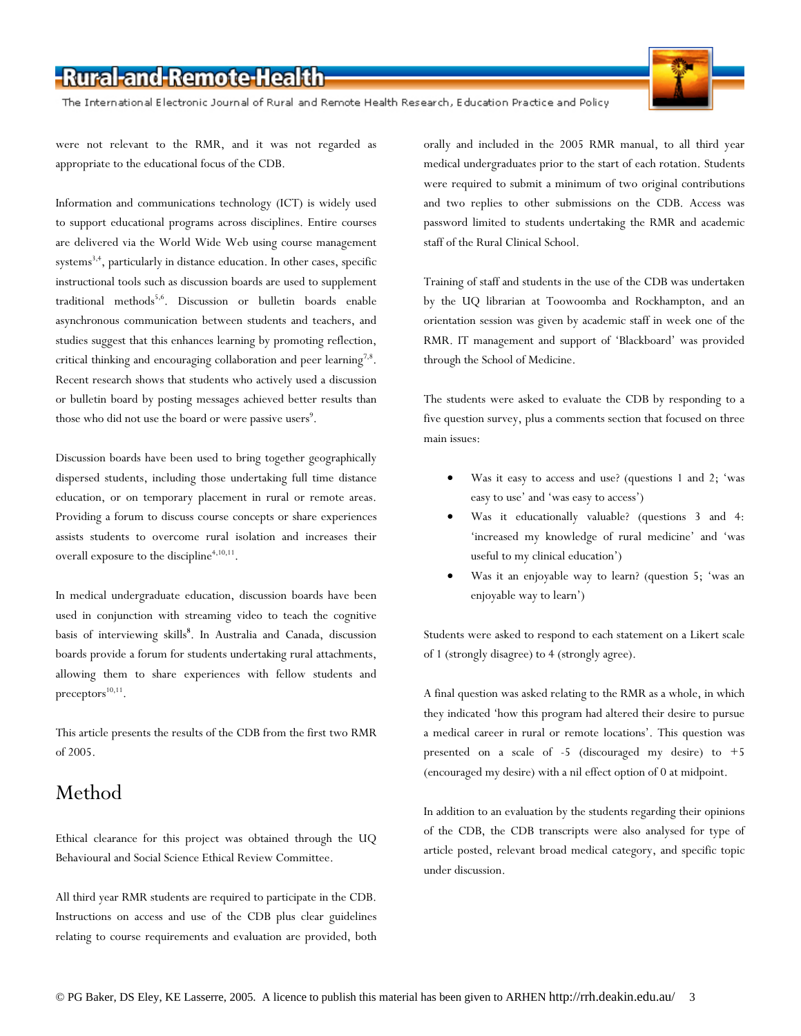were not relevant to the RMR, and it was not regarded as appropriate to the educational focus of the CDB.

Information and communications technology (ICT) is widely used to support educational programs across disciplines. Entire courses are delivered via the World Wide Web using course management systems[3,4], particularly in distance education. In other cases, specific instructional tools such as discussion boards are used to supplement traditional methods[5,6]. Discussion or bulletin boards enable asynchronous communication between students and teachers, and studies suggest that this enhances learning by promoting reflection, critical thinking and encouraging collaboration and peer learning[7,8]. Recent research shows that students who actively used a discussion or bulletin board by posting messages achieved better results than those who did not use the board or were passive users[9].

Discussion boards have been used to bring together geographically dispersed students, including those undertaking full time distance education, or on temporary placement in rural or remote areas. Providing a forum to discuss course concepts or share experiences assists students to overcome rural isolation and increases their overall exposure to the discipline[4,10,11].

In medical undergraduate education, discussion boards have been used in conjunction with streaming video to teach the cognitive basis of interviewing skills[8]. In Australia and Canada, discussion boards provide a forum for students undertaking rural attachments, allowing them to share experiences with fellow students and preceptors[10,11].

This article presents the results of the CDB from the first two RMR of 2005.

# Method

Ethical clearance for this project was obtained through the UQ Behavioural and Social Science Ethical Review Committee.

All third year RMR students are required to participate in the CDB. Instructions on access and use of the CDB plus clear guidelines relating to course requirements and evaluation are provided, both orally and included in the 2005 RMR manual, to all third year medical undergraduates prior to the start of each rotation. Students were required to submit a minimum of two original contributions and two replies to other submissions on the CDB. Access was password limited to students undertaking the RMR and academic staff of the Rural Clinical School.

Training of staff and students in the use of the CDB was undertaken by the UQ librarian at Toowoomba and Rockhampton, and an orientation session was given by academic staff in week one of the RMR. IT management and support of 'Blackboard' was provided through the School of Medicine.

The students were asked to evaluate the CDB by responding to a five question survey, plus a comments section that focused on three main issues:

- Was it easy to access and use? (questions 1 and 2; 'was easy to use' and 'was easy to access')
- Was it educationally valuable? (questions 3 and 4: 'increased my knowledge of rural medicine' and 'was useful to my clinical education')
- Was it an enjoyable way to learn? (question 5; 'was an enjoyable way to learn')

Students were asked to respond to each statement on a Likert scale of 1 (strongly disagree) to 4 (strongly agree).

A final question was asked relating to the RMR as a whole, in which they indicated 'how this program had altered their desire to pursue a medical career in rural or remote locations'. This question was presented on a scale of -5 (discouraged my desire) to +5 (encouraged my desire) with a nil effect option of 0 at midpoint.

In addition to an evaluation by the students regarding their opinions of the CDB, the CDB transcripts were also analysed for type of article posted, relevant broad medical category, and specific topic under discussion.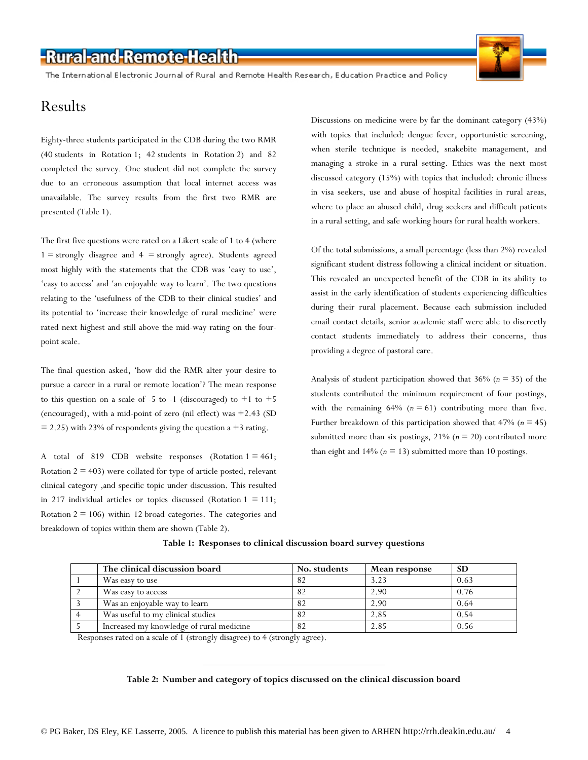## Results

Eighty-three students participated in the CDB during the two RMR (40 students in Rotation 1; 42 students in Rotation 2) and 82 completed the survey. One student did not complete the survey due to an erroneous assumption that local internet access was unavailable. The survey results from the first two RMR are presented (Table 1).

The first five questions were rated on a Likert scale of 1 to 4 (where 1 = strongly disagree and 4 = strongly agree). Students agreed most highly with the statements that the CDB was 'easy to use', 'easy to access' and 'an enjoyable way to learn'. The two questions relating to the 'usefulness of the CDB to their clinical studies' and its potential to 'increase their knowledge of rural medicine' were rated next highest and still above the mid-way rating on the four-point scale.

The final question asked, 'how did the RMR alter your desire to pursue a career in a rural or remote location'? The mean response to this question on a scale of -5 to -1 (discouraged) to +1 to +5 (encouraged), with a mid-point of zero (nil effect) was +2.43 (SD = 2.25) with 23% of respondents giving the question a +3 rating.

A total of 819 CDB website responses (Rotation 1 = 461; Rotation 2 = 403) were collated for type of article posted, relevant clinical category ,and specific topic under discussion. This resulted in 217 individual articles or topics discussed (Rotation 1 = 111; Rotation 2 = 106) within 12 broad categories. The categories and breakdown of topics within them are shown (Table 2).

Discussions on medicine were by far the dominant category (43%) with topics that included: dengue fever, opportunistic screening, when sterile technique is needed, snakebite management, and managing a stroke in a rural setting. Ethics was the next most discussed category (15%) with topics that included: chronic illness in visa seekers, use and abuse of hospital facilities in rural areas, where to place an abused child, drug seekers and difficult patients in a rural setting, and safe working hours for rural health workers.

Of the total submissions, a small percentage (less than 2%) revealed significant student distress following a clinical incident or situation. This revealed an unexpected benefit of the CDB in its ability to assist in the early identification of students experiencing difficulties during their rural placement. Because each submission included email contact details, senior academic staff were able to discreetly contact students immediately to address their concerns, thus providing a degree of pastoral care.

Analysis of student participation showed that 36% (*n* = 35) of the students contributed the minimum requirement of four postings, with the remaining 64% (*n* = 61) contributing more than five. Further breakdown of this participation showed that 47% (*n* = 45) submitted more than six postings, 21% (*n* = 20) contributed more than eight and 14% (*n* = 13) submitted more than 10 postings.

**Table 1: Responses to clinical discussion board survey questions**

| | The clinical discussion board | No. students | Mean response | SD |
|---|---|---|---|---|
| 1 | Was easy to use | 82 | 3.23 | 0.63 |
| 2 | Was easy to access | 82 | 2.90 | 0.76 |
| 3 | Was an enjoyable way to learn | 82 | 2.90 | 0.64 |
| 4 | Was useful to my clinical studies | 82 | 2.85 | 0.54 |
| 5 | Increased my knowledge of rural medicine | 82 | 2.85 | 0.56 |

Responses rated on a scale of 1 (strongly disagree) to 4 (strongly agree).

---

**Table 2: Number and category of topics discussed on the clinical discussion board**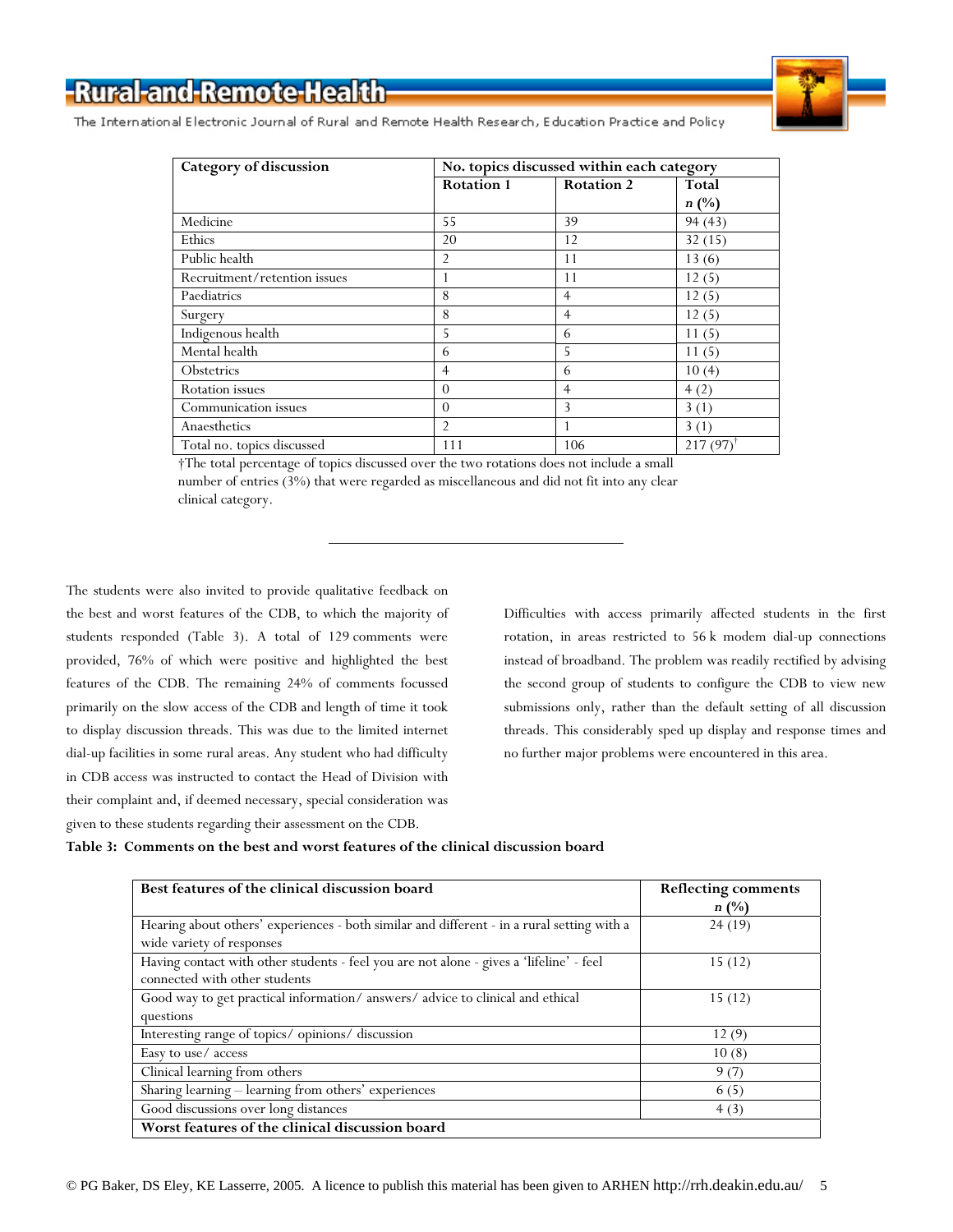| Category of discussion | No. topics discussed within each category | | |
|---|---|---|---|
| | Rotation 1 | Rotation 2 | Total *n* (%) |
| Medicine | 55 | 39 | 94 (43) |
| Ethics | 20 | 12 | 32 (15) |
| Public health | 2 | 11 | 13 (6) |
| Recruitment/retention issues | 1 | 11 | 12 (5) |
| Paediatrics | 8 | 4 | 12 (5) |
| Surgery | 8 | 4 | 12 (5) |
| Indigenous health | 5 | 6 | 11 (5) |
| Mental health | 6 | 5 | 11 (5) |
| Obstetrics | 4 | 6 | 10 (4) |
| Rotation issues | 0 | 4 | 4 (2) |
| Communication issues | 0 | 3 | 3 (1) |
| Anaesthetics | 2 | 1 | 3 (1) |
| Total no. topics discussed | 111 | 106 | 217 (97)† |

†The total percentage of topics discussed over the two rotations does not include a small number of entries (3%) that were regarded as miscellaneous and did not fit into any clear clinical category.

---

The students were also invited to provide qualitative feedback on the best and worst features of the CDB, to which the majority of students responded (Table 3). A total of 129 comments were provided, 76% of which were positive and highlighted the best features of the CDB. The remaining 24% of comments focussed primarily on the slow access of the CDB and length of time it took to display discussion threads. This was due to the limited internet dial-up facilities in some rural areas. Any student who had difficulty in CDB access was instructed to contact the Head of Division with their complaint and, if deemed necessary, special consideration was given to these students regarding their assessment on the CDB.

Difficulties with access primarily affected students in the first rotation, in areas restricted to 56 k modem dial-up connections instead of broadband. The problem was readily rectified by advising the second group of students to configure the CDB to view new submissions only, rather than the default setting of all discussion threads. This considerably sped up display and response times and no further major problems were encountered in this area.

**Table 3: Comments on the best and worst features of the clinical discussion board**

| Best features of the clinical discussion board | Reflecting comments *n* (%) |
|---|---|
| Hearing about others' experiences - both similar and different - in a rural setting with a wide variety of responses | 24 (19) |
| Having contact with other students - feel you are not alone - gives a 'lifeline' - feel connected with other students | 15 (12) |
| Good way to get practical information/ answers/ advice to clinical and ethical questions | 15 (12) |
| Interesting range of topics/ opinions/ discussion | 12 (9) |
| Easy to use/ access | 10 (8) |
| Clinical learning from others | 9 (7) |
| Sharing learning – learning from others' experiences | 6 (5) |
| Good discussions over long distances | 4 (3) |
| **Worst features of the clinical discussion board** | |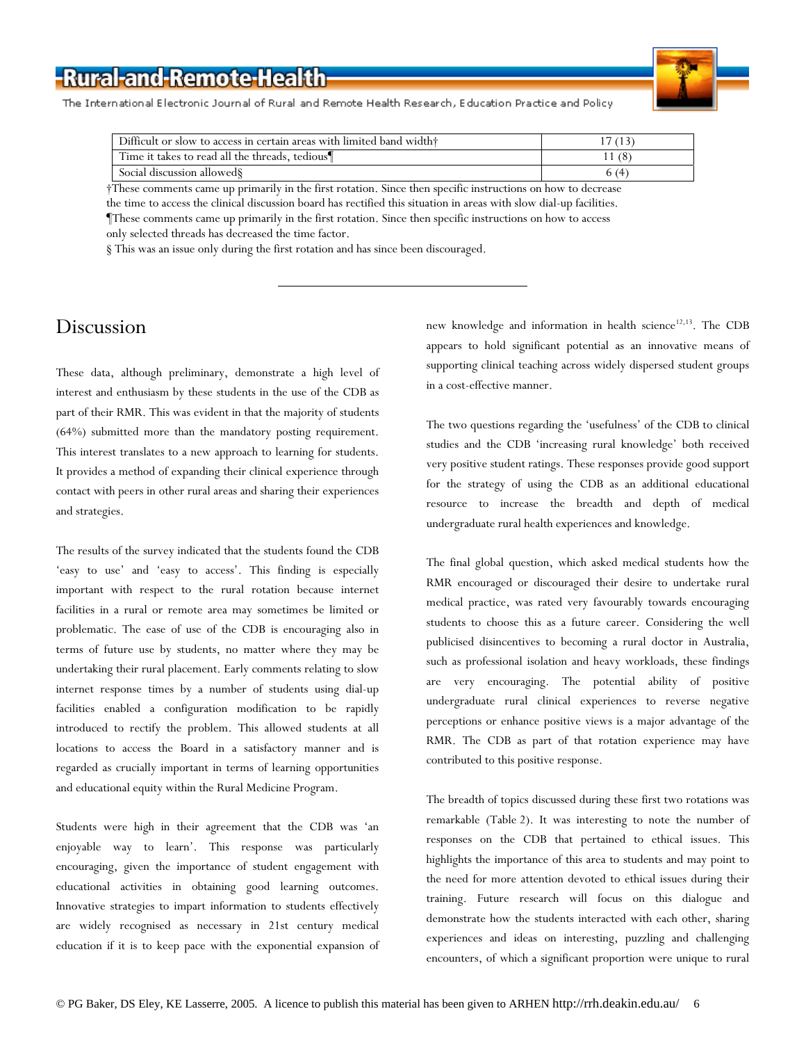| Difficult or slow to access in certain areas with limited band width† | 17 (13) |
| --- | --- |
| Time it takes to read all the threads, tedious¶ | 11 (8) |
| Social discussion allowed§ | 6 (4) |

†These comments came up primarily in the first rotation. Since then specific instructions on how to decrease the time to access the clinical discussion board has rectified this situation in areas with slow dial-up facilities.
¶These comments came up primarily in the first rotation. Since then specific instructions on how to access only selected threads has decreased the time factor.
§ This was an issue only during the first rotation and has since been discouraged.

## Discussion

These data, although preliminary, demonstrate a high level of interest and enthusiasm by these students in the use of the CDB as part of their RMR. This was evident in that the majority of students (64%) submitted more than the mandatory posting requirement. This interest translates to a new approach to learning for students. It provides a method of expanding their clinical experience through contact with peers in other rural areas and sharing their experiences and strategies.

The results of the survey indicated that the students found the CDB 'easy to use' and 'easy to access'. This finding is especially important with respect to the rural rotation because internet facilities in a rural or remote area may sometimes be limited or problematic. The ease of use of the CDB is encouraging also in terms of future use by students, no matter where they may be undertaking their rural placement. Early comments relating to slow internet response times by a number of students using dial-up facilities enabled a configuration modification to be rapidly introduced to rectify the problem. This allowed students at all locations to access the Board in a satisfactory manner and is regarded as crucially important in terms of learning opportunities and educational equity within the Rural Medicine Program.

Students were high in their agreement that the CDB was 'an enjoyable way to learn'. This response was particularly encouraging, given the importance of student engagement with educational activities in obtaining good learning outcomes. Innovative strategies to impart information to students effectively are widely recognised as necessary in 21st century medical education if it is to keep pace with the exponential expansion of new knowledge and information in health science[12,13]. The CDB appears to hold significant potential as an innovative means of supporting clinical teaching across widely dispersed student groups in a cost-effective manner.

The two questions regarding the 'usefulness' of the CDB to clinical studies and the CDB 'increasing rural knowledge' both received very positive student ratings. These responses provide good support for the strategy of using the CDB as an additional educational resource to increase the breadth and depth of medical undergraduate rural health experiences and knowledge.

The final global question, which asked medical students how the RMR encouraged or discouraged their desire to undertake rural medical practice, was rated very favourably towards encouraging students to choose this as a future career. Considering the well publicised disincentives to becoming a rural doctor in Australia, such as professional isolation and heavy workloads, these findings are very encouraging. The potential ability of positive undergraduate rural clinical experiences to reverse negative perceptions or enhance positive views is a major advantage of the RMR. The CDB as part of that rotation experience may have contributed to this positive response.

The breadth of topics discussed during these first two rotations was remarkable (Table 2). It was interesting to note the number of responses on the CDB that pertained to ethical issues. This highlights the importance of this area to students and may point to the need for more attention devoted to ethical issues during their training. Future research will focus on this dialogue and demonstrate how the students interacted with each other, sharing experiences and ideas on interesting, puzzling and challenging encounters, of which a significant proportion were unique to rural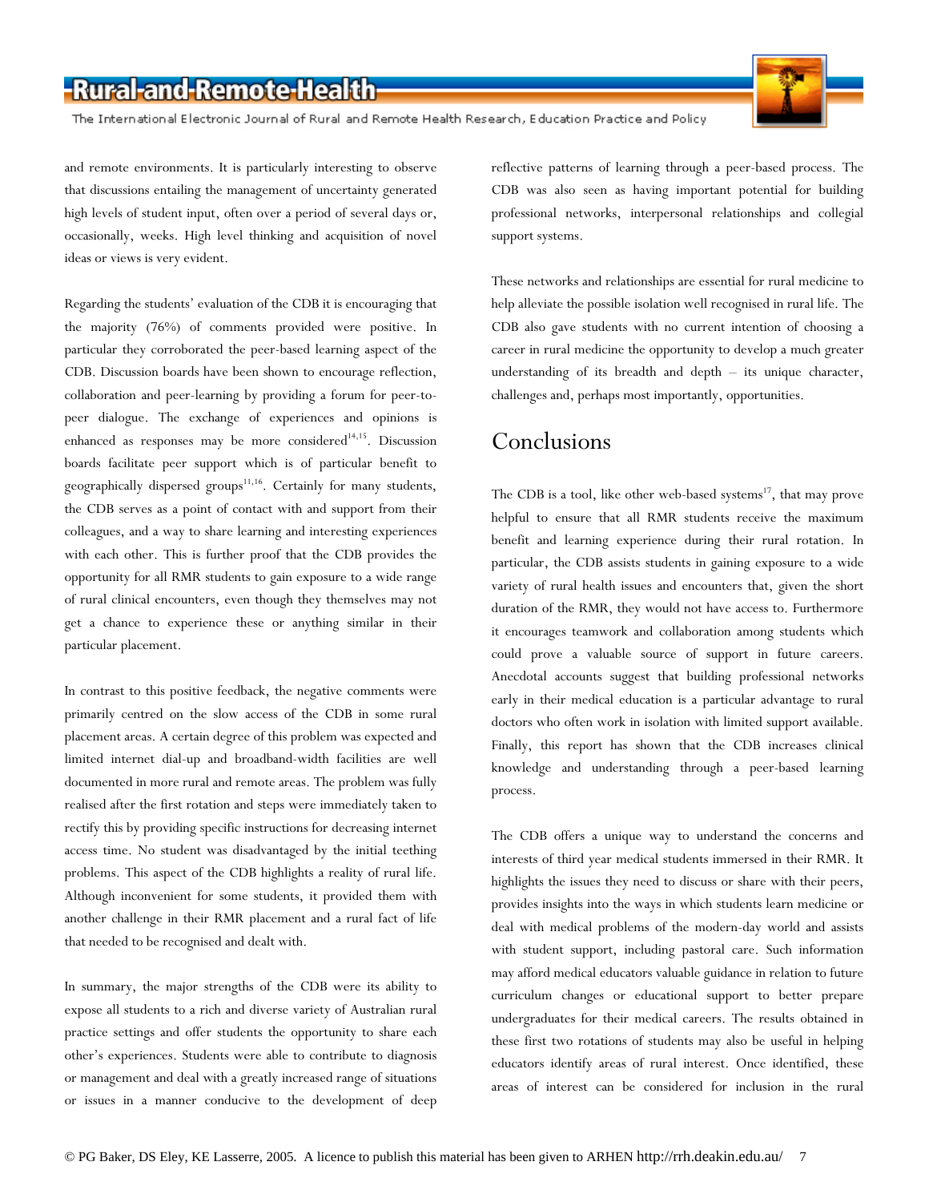and remote environments. It is particularly interesting to observe that discussions entailing the management of uncertainty generated high levels of student input, often over a period of several days or, occasionally, weeks. High level thinking and acquisition of novel ideas or views is very evident.

Regarding the students' evaluation of the CDB it is encouraging that the majority (76%) of comments provided were positive. In particular they corroborated the peer-based learning aspect of the CDB. Discussion boards have been shown to encourage reflection, collaboration and peer-learning by providing a forum for peer-to-peer dialogue. The exchange of experiences and opinions is enhanced as responses may be more considered[14,15]. Discussion boards facilitate peer support which is of particular benefit to geographically dispersed groups[11,16]. Certainly for many students, the CDB serves as a point of contact with and support from their colleagues, and a way to share learning and interesting experiences with each other. This is further proof that the CDB provides the opportunity for all RMR students to gain exposure to a wide range of rural clinical encounters, even though they themselves may not get a chance to experience these or anything similar in their particular placement.

In contrast to this positive feedback, the negative comments were primarily centred on the slow access of the CDB in some rural placement areas. A certain degree of this problem was expected and limited internet dial-up and broadband-width facilities are well documented in more rural and remote areas. The problem was fully realised after the first rotation and steps were immediately taken to rectify this by providing specific instructions for decreasing internet access time. No student was disadvantaged by the initial teething problems. This aspect of the CDB highlights a reality of rural life. Although inconvenient for some students, it provided them with another challenge in their RMR placement and a rural fact of life that needed to be recognised and dealt with.

In summary, the major strengths of the CDB were its ability to expose all students to a rich and diverse variety of Australian rural practice settings and offer students the opportunity to share each other's experiences. Students were able to contribute to diagnosis or management and deal with a greatly increased range of situations or issues in a manner conducive to the development of deep reflective patterns of learning through a peer-based process. The CDB was also seen as having important potential for building professional networks, interpersonal relationships and collegial support systems.

These networks and relationships are essential for rural medicine to help alleviate the possible isolation well recognised in rural life. The CDB also gave students with no current intention of choosing a career in rural medicine the opportunity to develop a much greater understanding of its breadth and depth – its unique character, challenges and, perhaps most importantly, opportunities.

## Conclusions

The CDB is a tool, like other web-based systems[17], that may prove helpful to ensure that all RMR students receive the maximum benefit and learning experience during their rural rotation. In particular, the CDB assists students in gaining exposure to a wide variety of rural health issues and encounters that, given the short duration of the RMR, they would not have access to. Furthermore it encourages teamwork and collaboration among students which could prove a valuable source of support in future careers. Anecdotal accounts suggest that building professional networks early in their medical education is a particular advantage to rural doctors who often work in isolation with limited support available. Finally, this report has shown that the CDB increases clinical knowledge and understanding through a peer-based learning process.

The CDB offers a unique way to understand the concerns and interests of third year medical students immersed in their RMR. It highlights the issues they need to discuss or share with their peers, provides insights into the ways in which students learn medicine or deal with medical problems of the modern-day world and assists with student support, including pastoral care. Such information may afford medical educators valuable guidance in relation to future curriculum changes or educational support to better prepare undergraduates for their medical careers. The results obtained in these first two rotations of students may also be useful in helping educators identify areas of rural interest. Once identified, these areas of interest can be considered for inclusion in the rural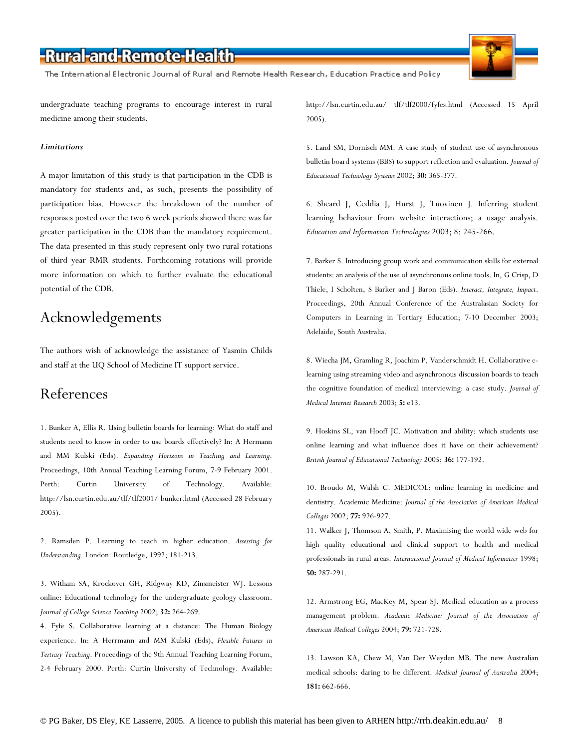undergraduate teaching programs to encourage interest in rural medicine among their students.

***Limitations***

A major limitation of this study is that participation in the CDB is mandatory for students and, as such, presents the possibility of participation bias. However the breakdown of the number of responses posted over the two 6 week periods showed there was far greater participation in the CDB than the mandatory requirement. The data presented in this study represent only two rural rotations of third year RMR students. Forthcoming rotations will provide more information on which to further evaluate the educational potential of the CDB.

## Acknowledgements

The authors wish of acknowledge the assistance of Yasmin Childs and staff at the UQ School of Medicine IT support service.

## References

1. Bunker A, Ellis R. Using bulletin boards for learning: What do staff and students need to know in order to use boards effectively? In: A Hermann and MM Kulski (Eds). *Expanding Horizons in Teaching and Learning*. Proceedings, 10th Annual Teaching Learning Forum, 7-9 February 2001. Perth: Curtin University of Technology. Available: http://lsn.curtin.edu.au/tlf/tlf2001/ bunker.html (Accessed 28 February 2005).

2. Ramsden P. Learning to teach in higher education. *Assessing for Understanding*. London: Routledge, 1992; 181-213.

3. Witham SA, Krockover GH, Ridgway KD, Zinsmeister WJ. Lessons online: Educational technology for the undergraduate geology classroom. *Journal of College Science Teaching* 2002; **32:** 264-269.

4. Fyfe S. Collaborative learning at a distance: The Human Biology experience. In: A Herrmann and MM Kulski (Eds), *Flexible Futures in Tertiary Teaching*. Proceedings of the 9th Annual Teaching Learning Forum, 2-4 February 2000. Perth: Curtin University of Technology. Available: http://lsn.curtin.edu.au/ tlf/tlf2000/fyfes.html (Accessed 15 April 2005).

5. Land SM, Dornisch MM. A case study of student use of asynchronous bulletin board systems (BBS) to support reflection and evaluation. *Journal of Educational Technology Systems* 2002; **30:** 365-377.

6. Sheard J, Ceddia J, Hurst J, Tuovinen J. Inferring student learning behaviour from website interactions; a usage analysis. *Education and Information Technologies* 2003; 8: 245-266.

7. Barker S. Introducing group work and communication skills for external students: an analysis of the use of asynchronous online tools. In, G Crisp, D Thiele, I Scholten, S Barker and J Baron (Eds). *Interact, Integrate, Impact*. Proceedings, 20th Annual Conference of the Australasian Society for Computers in Learning in Tertiary Education; 7-10 December 2003; Adelaide, South Australia.

8. Wiecha JM, Gramling R, Joachim P, Vanderschmidt H. Collaborative e-learning using streaming video and asynchronous discussion boards to teach the cognitive foundation of medical interviewing: a case study. *Journal of Medical Internet Research* 2003; **5:** e13.

9. Hoskins SL, van Hooff JC. Motivation and ability: which students use online learning and what influence does it have on their achievement? *British Journal of Educational Technology* 2005; **36:** 177-192.

10. Broudo M, Walsh C. MEDICOL: online learning in medicine and dentistry. Academic Medicine: *Journal of the Association of American Medical Colleges* 2002; **77:** 926-927.

11. Walker J, Thomson A, Smith, P. Maximising the world wide web for high quality educational and clinical support to health and medical professionals in rural areas. *International Journal of Medical Informatics* 1998; **50:** 287-291.

12. Armstrong EG, MacKey M, Spear SJ. Medical education as a process management problem. *Academic Medicine: Journal of the Association of American Medical Colleges* 2004; **79:** 721-728.

13. Lawson KA, Chew M, Van Der Weyden MB. The new Australian medical schools: daring to be different. *Medical Journal of Australia* 2004; **181:** 662-666.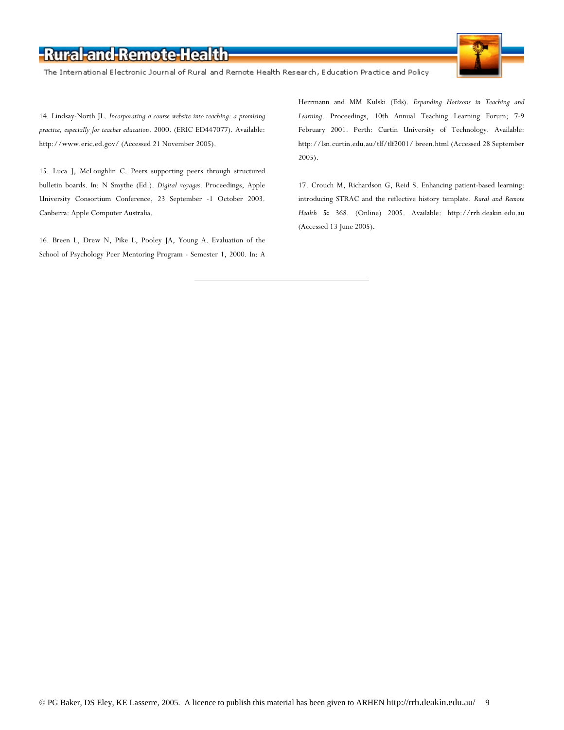14. Lindsay-North JL. *Incorporating a course website into teaching: a promising practice, especially for teacher education*. 2000. (ERIC ED447077). Available: http://www.eric.ed.gov/ (Accessed 21 November 2005).

15. Luca J, McLoughlin C. Peers supporting peers through structured bulletin boards. In: N Smythe (Ed.). *Digital voyages*. Proceedings, Apple University Consortium Conference, 23 September -1 October 2003. Canberra: Apple Computer Australia.

16. Breen L, Drew N, Pike L, Pooley JA, Young A. Evaluation of the School of Psychology Peer Mentoring Program - Semester 1, 2000. In: A Herrmann and MM Kulski (Eds). *Expanding Horizons in Teaching and Learning*. Proceedings, 10th Annual Teaching Learning Forum; 7-9 February 2001. Perth: Curtin University of Technology. Available: http://lsn.curtin.edu.au/tlf/tlf2001/ breen.html (Accessed 28 September 2005).

17. Crouch M, Richardson G, Reid S. Enhancing patient-based learning: introducing STRAC and the reflective history template. *Rural and Remote Health* **5:** 368. (Online) 2005. Available: http://rrh.deakin.edu.au (Accessed 13 June 2005).

---